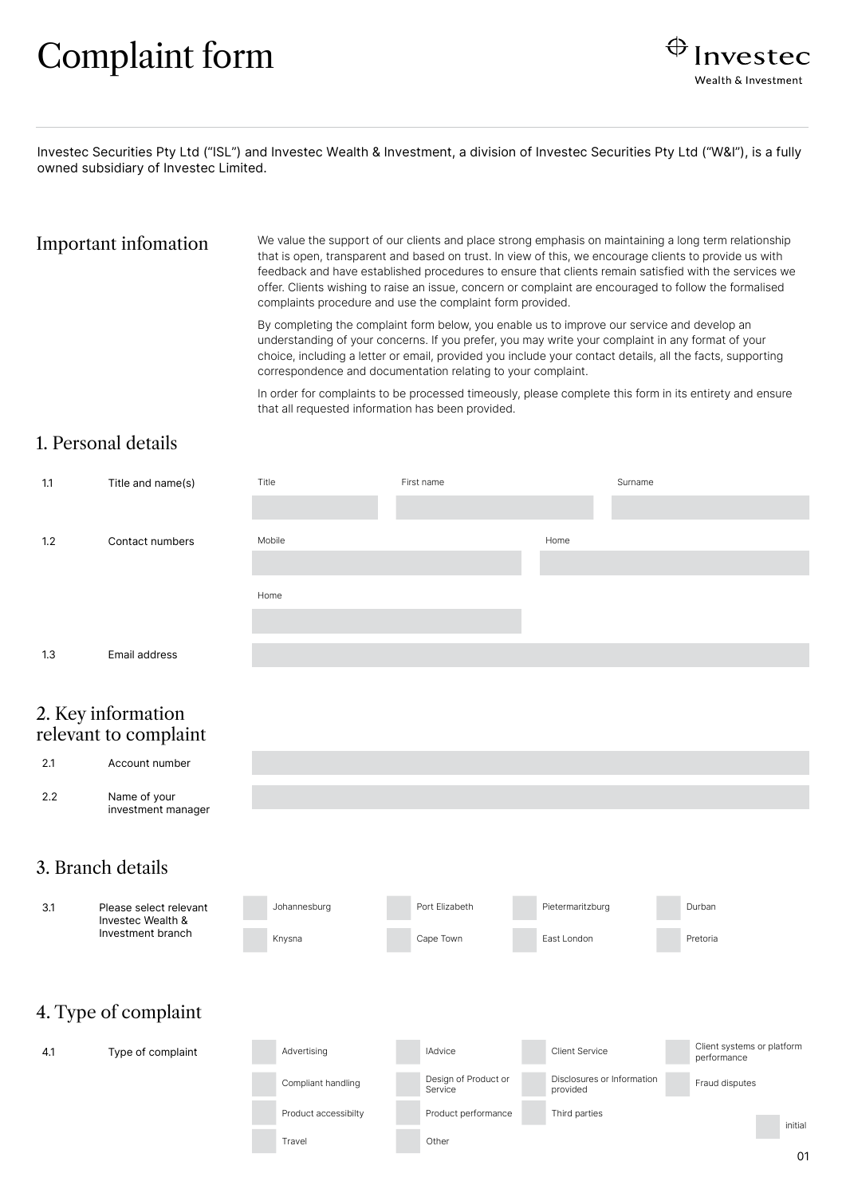# Complaint form

Investec Wealth & Investment

Investec Securities Pty Ltd ("ISL") and Investec Wealth & Investment, a division of Investec Securities Pty Ltd ("W&I"), is a fully owned subsidiary of Investec Limited.

## Important infomation

We value the support of our clients and place strong emphasis on maintaining a long term relationship that is open, transparent and based on trust. In view of this, we encourage clients to provide us with feedback and have established procedures to ensure that clients remain satisfied with the services we offer. Clients wishing to raise an issue, concern or complaint are encouraged to follow the formalised complaints procedure and use the complaint form provided.

By completing the complaint form below, you enable us to improve our service and develop an understanding of your concerns. If you prefer, you may write your complaint in any format of your choice, including a letter or email, provided you include your contact details, all the facts, supporting correspondence and documentation relating to your complaint.

In order for complaints to be processed timeously, please complete this form in its entirety and ensure that all requested information has been provided.

## 1. Personal details

| | | | | |
|---|---|---|---|---|
| 1.1 | Title and name(s) | Title | First name | Surname |
| 1.2 | Contact numbers | Mobile | Home | |
| | | Home | | |
| 1.3 | Email address | | | |

## 2. Key information relevant to complaint

| | | |
|---|---|---|
| 2.1 | Account number | |
| 2.2 | Name of your investment manager | |

## 3. Branch details

3.1 Please select relevant Investec Wealth & Investment branch

| | | | |
|---|---|---|---|
| ☐ Johannesburg | ☐ Port Elizabeth | ☐ Pietermaritzburg | ☐ Durban |
| ☐ Knysna | ☐ Cape Town | ☐ East London | ☐ Pretoria |

## 4. Type of complaint

4.1 Type of complaint

| | | | |
|---|---|---|---|
| ☐ Advertising | ☐ IAdvice | ☐ Client Service | ☐ Client systems or platform performance |
| ☐ Compliant handling | ☐ Design of Product or Service | ☐ Disclosures or Information provided | ☐ Fraud disputes |
| ☐ Product accessibilty | ☐ Product performance | ☐ Third parties | |
| ☐ Travel | ☐ Other | | |

☐ initial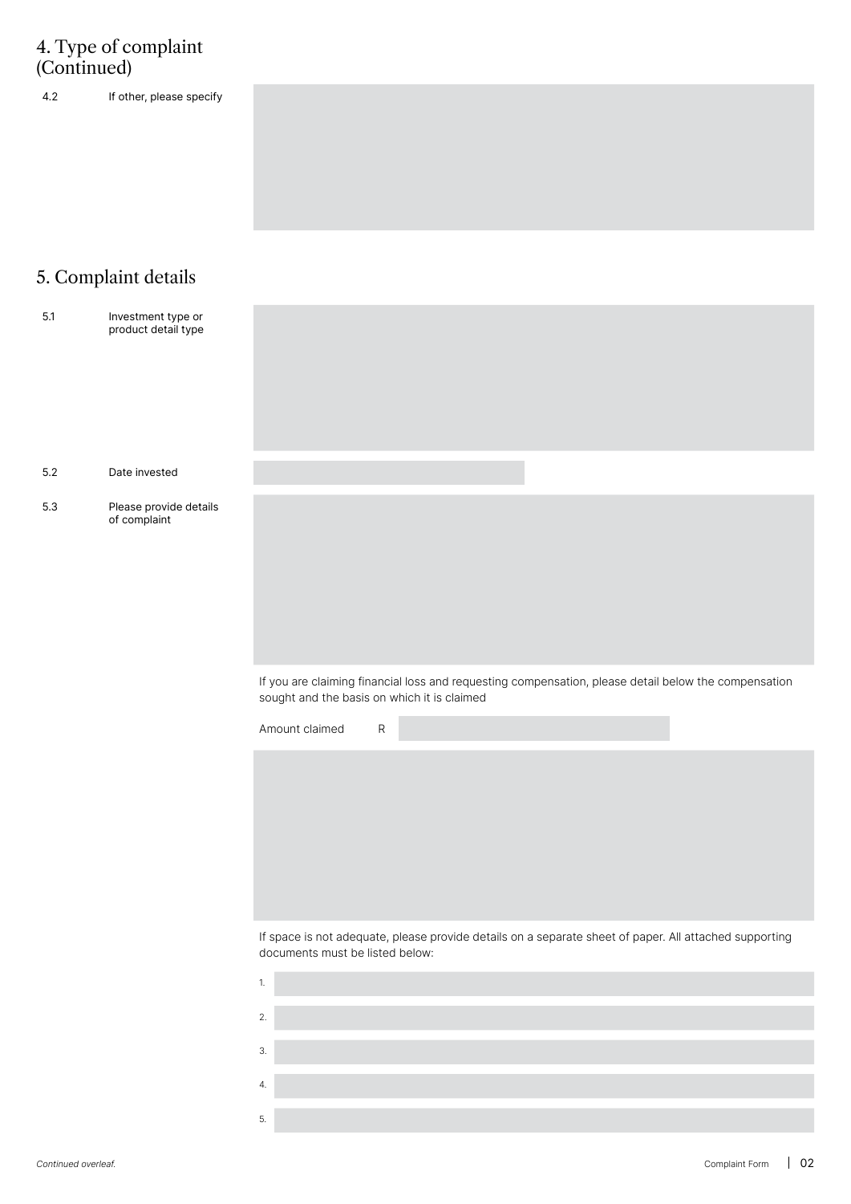## 4. Type of complaint (Continued)

4.2 If other, please specify

## 5. Complaint details

5.1 Investment type or product detail type

5.2 Date invested

5.3 Please provide details of complaint

If you are claiming financial loss and requesting compensation, please detail below the compensation sought and the basis on which it is claimed

Amount claimed R

If space is not adequate, please provide details on a separate sheet of paper. All attached supporting documents must be listed below:

1.

2.

3.

4.

5.

*Continued overleaf.*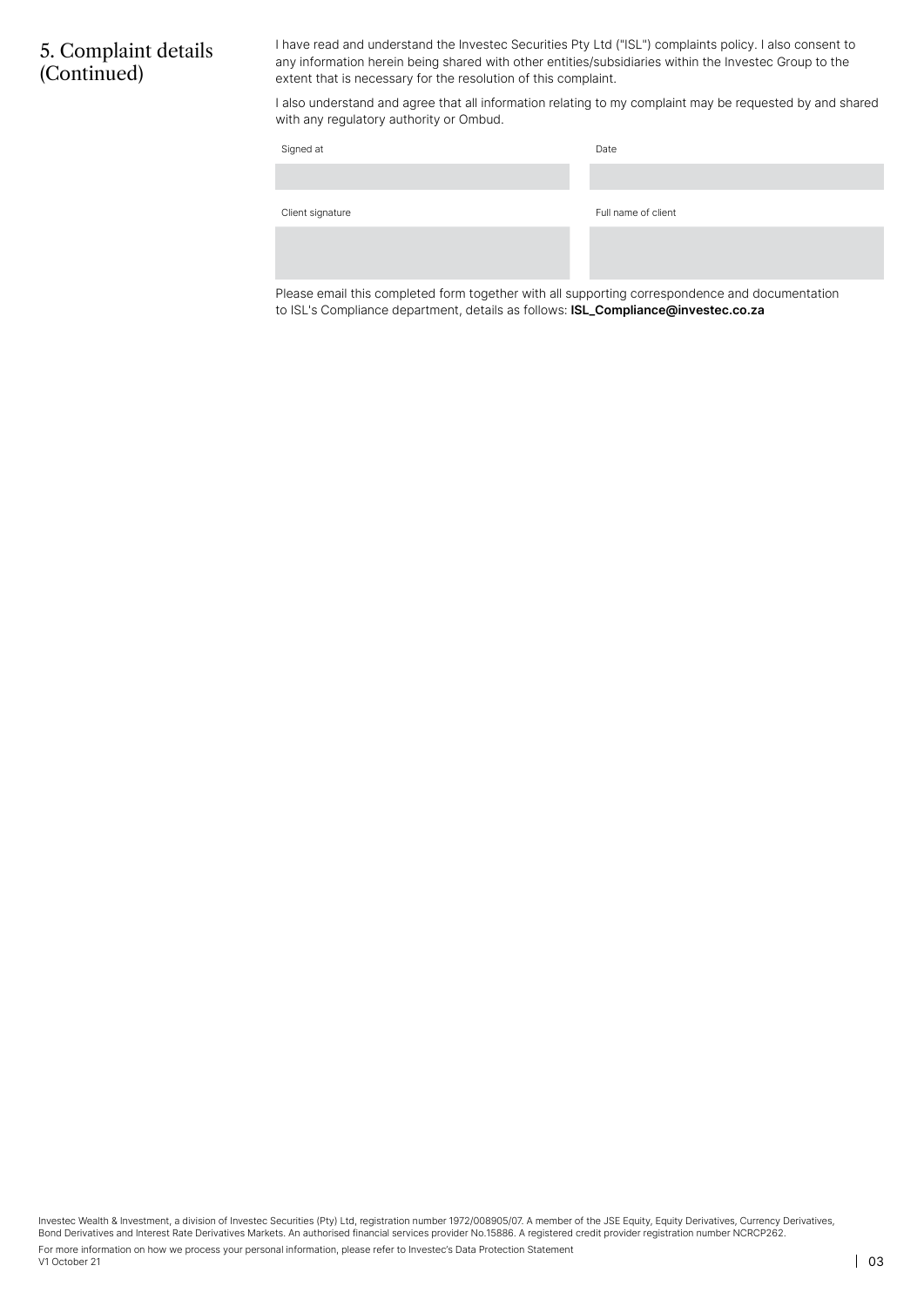## 5. Complaint details (Continued)

I have read and understand the Investec Securities Pty Ltd ("ISL") complaints policy. I also consent to any information herein being shared with other entities/subsidiaries within the Investec Group to the extent that is necessary for the resolution of this complaint.

I also understand and agree that all information relating to my complaint may be requested by and shared with any regulatory authority or Ombud.

| Signed at | Date |
| --- | --- |
| | |
| **Client signature** | **Full name of client** |
| | |

Please email this completed form together with all supporting correspondence and documentation to ISL's Compliance department, details as follows: **ISL_Compliance@investec.co.za**

Investec Wealth & Investment, a division of Investec Securities (Pty) Ltd, registration number 1972/008905/07. A member of the JSE Equity, Equity Derivatives, Currency Derivatives, Bond Derivatives and Interest Rate Derivatives Markets. An authorised financial services provider No.15886. A registered credit provider registration number NCRCP262.

For more information on how we process your personal information, please refer to Investec's Data Protection Statement

V1 October 21